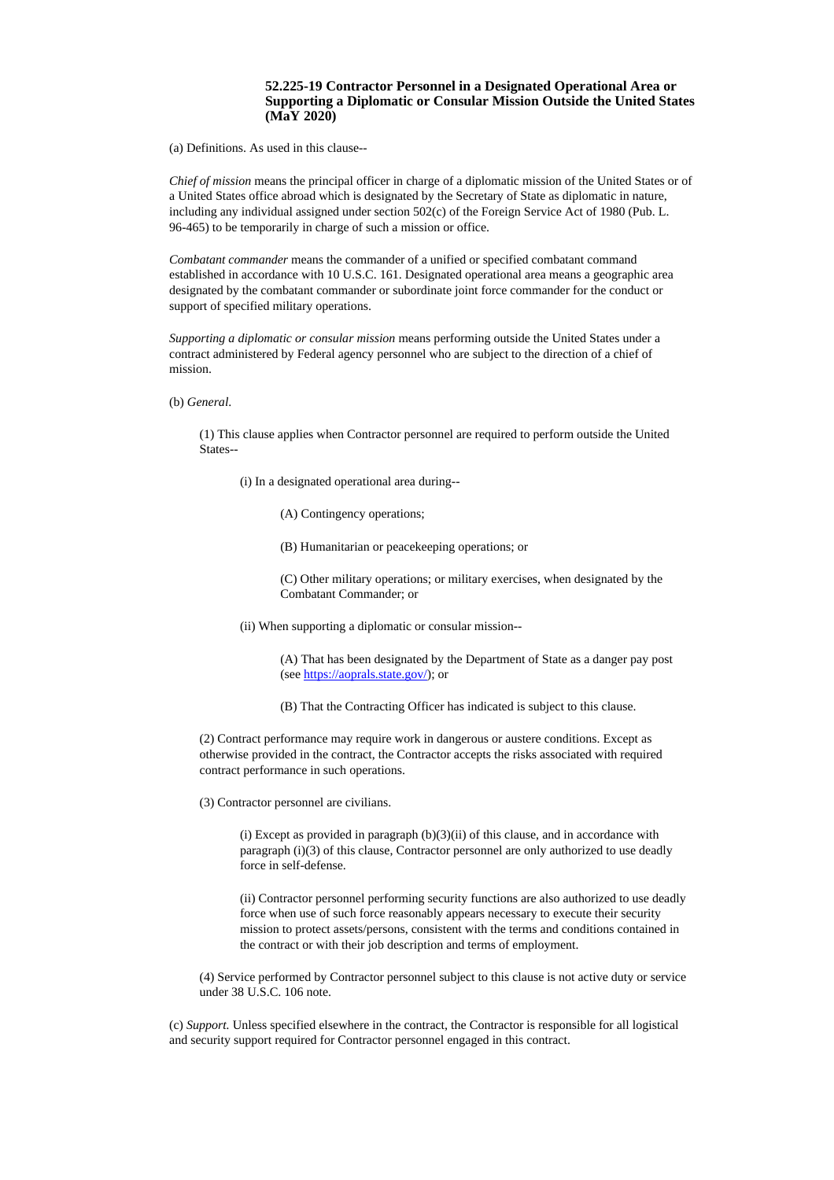## 52.225-19 Contractor Personnel in a Designated Operational Area or Supporting a Diplomatic or Consular Mission Outside the United States (MaY 2020)

(a) Definitions. As used in this clause--

*Chief of mission* means the principal officer in charge of a diplomatic mission of the United States or of a United States office abroad which is designated by the Secretary of State as diplomatic in nature, including any individual assigned under section 502(c) of the Foreign Service Act of 1980 (Pub. L. 96-465) to be temporarily in charge of such a mission or office.

*Combatant commander* means the commander of a unified or specified combatant command established in accordance with 10 U.S.C. 161. Designated operational area means a geographic area designated by the combatant commander or subordinate joint force commander for the conduct or support of specified military operations.

*Supporting a diplomatic or consular mission* means performing outside the United States under a contract administered by Federal agency personnel who are subject to the direction of a chief of mission.

(b) *General.*

(1) This clause applies when Contractor personnel are required to perform outside the United States--

(i) In a designated operational area during--

(A) Contingency operations;

(B) Humanitarian or peacekeeping operations; or

(C) Other military operations; or military exercises, when designated by the Combatant Commander; or

(ii) When supporting a diplomatic or consular mission--

(A) That has been designated by the Department of State as a danger pay post (see https://aoprals.state.gov/); or

(B) That the Contracting Officer has indicated is subject to this clause.

(2) Contract performance may require work in dangerous or austere conditions. Except as otherwise provided in the contract, the Contractor accepts the risks associated with required contract performance in such operations.

(3) Contractor personnel are civilians.

(i) Except as provided in paragraph (b)(3)(ii) of this clause, and in accordance with paragraph (i)(3) of this clause, Contractor personnel are only authorized to use deadly force in self-defense.

(ii) Contractor personnel performing security functions are also authorized to use deadly force when use of such force reasonably appears necessary to execute their security mission to protect assets/persons, consistent with the terms and conditions contained in the contract or with their job description and terms of employment.

(4) Service performed by Contractor personnel subject to this clause is not active duty or service under 38 U.S.C. 106 note.

(c) *Support.* Unless specified elsewhere in the contract, the Contractor is responsible for all logistical and security support required for Contractor personnel engaged in this contract.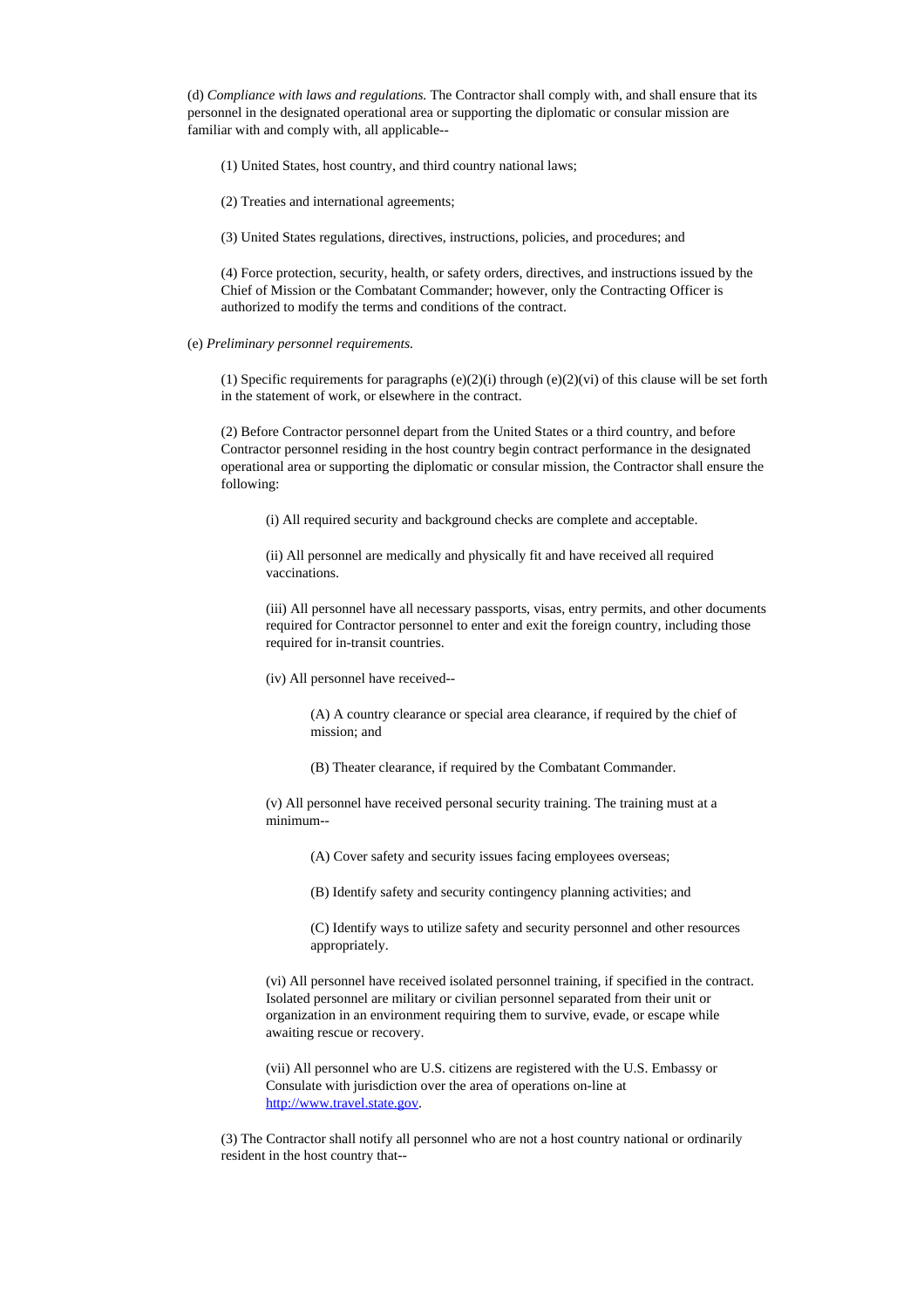(d) *Compliance with laws and regulations.* The Contractor shall comply with, and shall ensure that its personnel in the designated operational area or supporting the diplomatic or consular mission are familiar with and comply with, all applicable--

(1) United States, host country, and third country national laws;

(2) Treaties and international agreements;

(3) United States regulations, directives, instructions, policies, and procedures; and

(4) Force protection, security, health, or safety orders, directives, and instructions issued by the Chief of Mission or the Combatant Commander; however, only the Contracting Officer is authorized to modify the terms and conditions of the contract.

(e) *Preliminary personnel requirements.*

(1) Specific requirements for paragraphs (e)(2)(i) through (e)(2)(vi) of this clause will be set forth in the statement of work, or elsewhere in the contract.

(2) Before Contractor personnel depart from the United States or a third country, and before Contractor personnel residing in the host country begin contract performance in the designated operational area or supporting the diplomatic or consular mission, the Contractor shall ensure the following:

(i) All required security and background checks are complete and acceptable.

(ii) All personnel are medically and physically fit and have received all required vaccinations.

(iii) All personnel have all necessary passports, visas, entry permits, and other documents required for Contractor personnel to enter and exit the foreign country, including those required for in-transit countries.

(iv) All personnel have received--

(A) A country clearance or special area clearance, if required by the chief of mission; and

(B) Theater clearance, if required by the Combatant Commander.

(v) All personnel have received personal security training. The training must at a minimum--

(A) Cover safety and security issues facing employees overseas;

(B) Identify safety and security contingency planning activities; and

(C) Identify ways to utilize safety and security personnel and other resources appropriately.

(vi) All personnel have received isolated personnel training, if specified in the contract. Isolated personnel are military or civilian personnel separated from their unit or organization in an environment requiring them to survive, evade, or escape while awaiting rescue or recovery.

(vii) All personnel who are U.S. citizens are registered with the U.S. Embassy or Consulate with jurisdiction over the area of operations on-line at [http://www.travel.state.gov](http://www.travel.state.gov).

(3) The Contractor shall notify all personnel who are not a host country national or ordinarily resident in the host country that--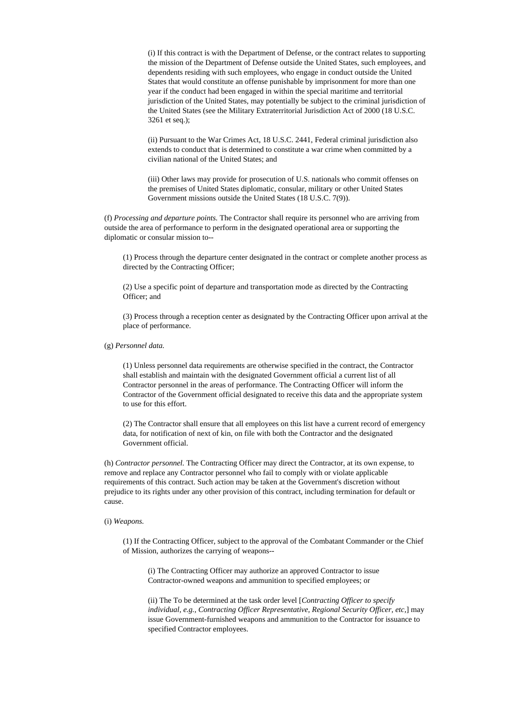(i) If this contract is with the Department of Defense, or the contract relates to supporting the mission of the Department of Defense outside the United States, such employees, and dependents residing with such employees, who engage in conduct outside the United States that would constitute an offense punishable by imprisonment for more than one year if the conduct had been engaged in within the special maritime and territorial jurisdiction of the United States, may potentially be subject to the criminal jurisdiction of the United States (see the Military Extraterritorial Jurisdiction Act of 2000 (18 U.S.C. 3261 et seq.);

(ii) Pursuant to the War Crimes Act, 18 U.S.C. 2441, Federal criminal jurisdiction also extends to conduct that is determined to constitute a war crime when committed by a civilian national of the United States; and

(iii) Other laws may provide for prosecution of U.S. nationals who commit offenses on the premises of United States diplomatic, consular, military or other United States Government missions outside the United States (18 U.S.C. 7(9)).

(f) *Processing and departure points.* The Contractor shall require its personnel who are arriving from outside the area of performance to perform in the designated operational area or supporting the diplomatic or consular mission to--

(1) Process through the departure center designated in the contract or complete another process as directed by the Contracting Officer;

(2) Use a specific point of departure and transportation mode as directed by the Contracting Officer; and

(3) Process through a reception center as designated by the Contracting Officer upon arrival at the place of performance.

(g) *Personnel data.*

(1) Unless personnel data requirements are otherwise specified in the contract, the Contractor shall establish and maintain with the designated Government official a current list of all Contractor personnel in the areas of performance. The Contracting Officer will inform the Contractor of the Government official designated to receive this data and the appropriate system to use for this effort.

(2) The Contractor shall ensure that all employees on this list have a current record of emergency data, for notification of next of kin, on file with both the Contractor and the designated Government official.

(h) *Contractor personnel.* The Contracting Officer may direct the Contractor, at its own expense, to remove and replace any Contractor personnel who fail to comply with or violate applicable requirements of this contract. Such action may be taken at the Government's discretion without prejudice to its rights under any other provision of this contract, including termination for default or cause.

(i) *Weapons.*

(1) If the Contracting Officer, subject to the approval of the Combatant Commander or the Chief of Mission, authorizes the carrying of weapons--

(i) The Contracting Officer may authorize an approved Contractor to issue Contractor-owned weapons and ammunition to specified employees; or

(ii) The To be determined at the task order level [*Contracting Officer to specify individual, e.g., Contracting Officer Representative, Regional Security Officer, etc,*] may issue Government-furnished weapons and ammunition to the Contractor for issuance to specified Contractor employees.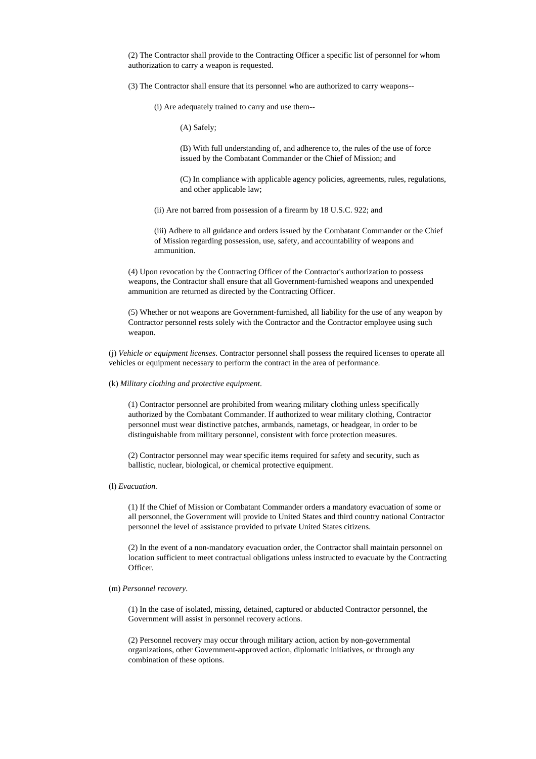(2) The Contractor shall provide to the Contracting Officer a specific list of personnel for whom authorization to carry a weapon is requested.

(3) The Contractor shall ensure that its personnel who are authorized to carry weapons--

(i) Are adequately trained to carry and use them--

(A) Safely;

(B) With full understanding of, and adherence to, the rules of the use of force issued by the Combatant Commander or the Chief of Mission; and

(C) In compliance with applicable agency policies, agreements, rules, regulations, and other applicable law;

(ii) Are not barred from possession of a firearm by 18 U.S.C. 922; and

(iii) Adhere to all guidance and orders issued by the Combatant Commander or the Chief of Mission regarding possession, use, safety, and accountability of weapons and ammunition.

(4) Upon revocation by the Contracting Officer of the Contractor's authorization to possess weapons, the Contractor shall ensure that all Government-furnished weapons and unexpended ammunition are returned as directed by the Contracting Officer.

(5) Whether or not weapons are Government-furnished, all liability for the use of any weapon by Contractor personnel rests solely with the Contractor and the Contractor employee using such weapon.

(j) *Vehicle or equipment licenses*. Contractor personnel shall possess the required licenses to operate all vehicles or equipment necessary to perform the contract in the area of performance.

(k) *Military clothing and protective equipment*.

(1) Contractor personnel are prohibited from wearing military clothing unless specifically authorized by the Combatant Commander. If authorized to wear military clothing, Contractor personnel must wear distinctive patches, armbands, nametags, or headgear, in order to be distinguishable from military personnel, consistent with force protection measures.

(2) Contractor personnel may wear specific items required for safety and security, such as ballistic, nuclear, biological, or chemical protective equipment.

(l) *Evacuation.*

(1) If the Chief of Mission or Combatant Commander orders a mandatory evacuation of some or all personnel, the Government will provide to United States and third country national Contractor personnel the level of assistance provided to private United States citizens.

(2) In the event of a non-mandatory evacuation order, the Contractor shall maintain personnel on location sufficient to meet contractual obligations unless instructed to evacuate by the Contracting Officer.

(m) *Personnel recovery*.

(1) In the case of isolated, missing, detained, captured or abducted Contractor personnel, the Government will assist in personnel recovery actions.

(2) Personnel recovery may occur through military action, action by non-governmental organizations, other Government-approved action, diplomatic initiatives, or through any combination of these options.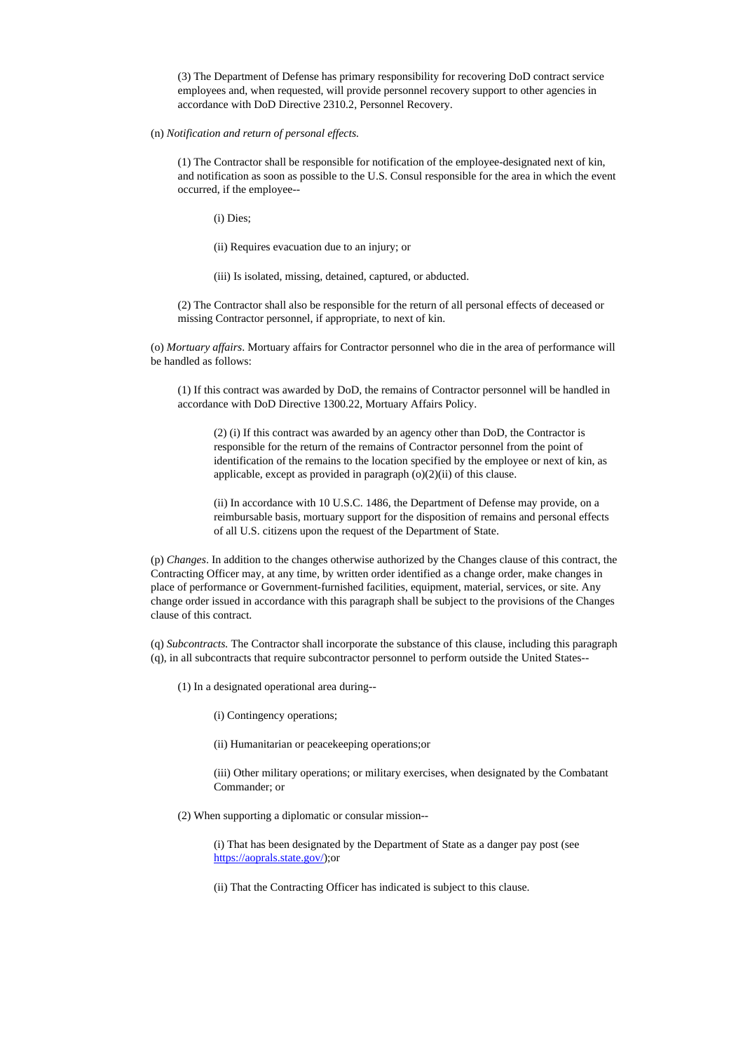(3) The Department of Defense has primary responsibility for recovering DoD contract service employees and, when requested, will provide personnel recovery support to other agencies in accordance with DoD Directive 2310.2, Personnel Recovery.

(n) *Notification and return of personal effects.*

(1) The Contractor shall be responsible for notification of the employee-designated next of kin, and notification as soon as possible to the U.S. Consul responsible for the area in which the event occurred, if the employee--

(i) Dies;

(ii) Requires evacuation due to an injury; or

(iii) Is isolated, missing, detained, captured, or abducted.

(2) The Contractor shall also be responsible for the return of all personal effects of deceased or missing Contractor personnel, if appropriate, to next of kin.

(o) *Mortuary affairs*. Mortuary affairs for Contractor personnel who die in the area of performance will be handled as follows:

(1) If this contract was awarded by DoD, the remains of Contractor personnel will be handled in accordance with DoD Directive 1300.22, Mortuary Affairs Policy.

(2) (i) If this contract was awarded by an agency other than DoD, the Contractor is responsible for the return of the remains of Contractor personnel from the point of identification of the remains to the location specified by the employee or next of kin, as applicable, except as provided in paragraph (o)(2)(ii) of this clause.

(ii) In accordance with 10 U.S.C. 1486, the Department of Defense may provide, on a reimbursable basis, mortuary support for the disposition of remains and personal effects of all U.S. citizens upon the request of the Department of State.

(p) *Changes*. In addition to the changes otherwise authorized by the Changes clause of this contract, the Contracting Officer may, at any time, by written order identified as a change order, make changes in place of performance or Government-furnished facilities, equipment, material, services, or site. Any change order issued in accordance with this paragraph shall be subject to the provisions of the Changes clause of this contract.

(q) *Subcontracts.* The Contractor shall incorporate the substance of this clause, including this paragraph (q), in all subcontracts that require subcontractor personnel to perform outside the United States--

(1) In a designated operational area during--

(i) Contingency operations;

(ii) Humanitarian or peacekeeping operations;or

(iii) Other military operations; or military exercises, when designated by the Combatant Commander; or

(2) When supporting a diplomatic or consular mission--

(i) That has been designated by the Department of State as a danger pay post (see https://aoprals.state.gov/);or

(ii) That the Contracting Officer has indicated is subject to this clause.